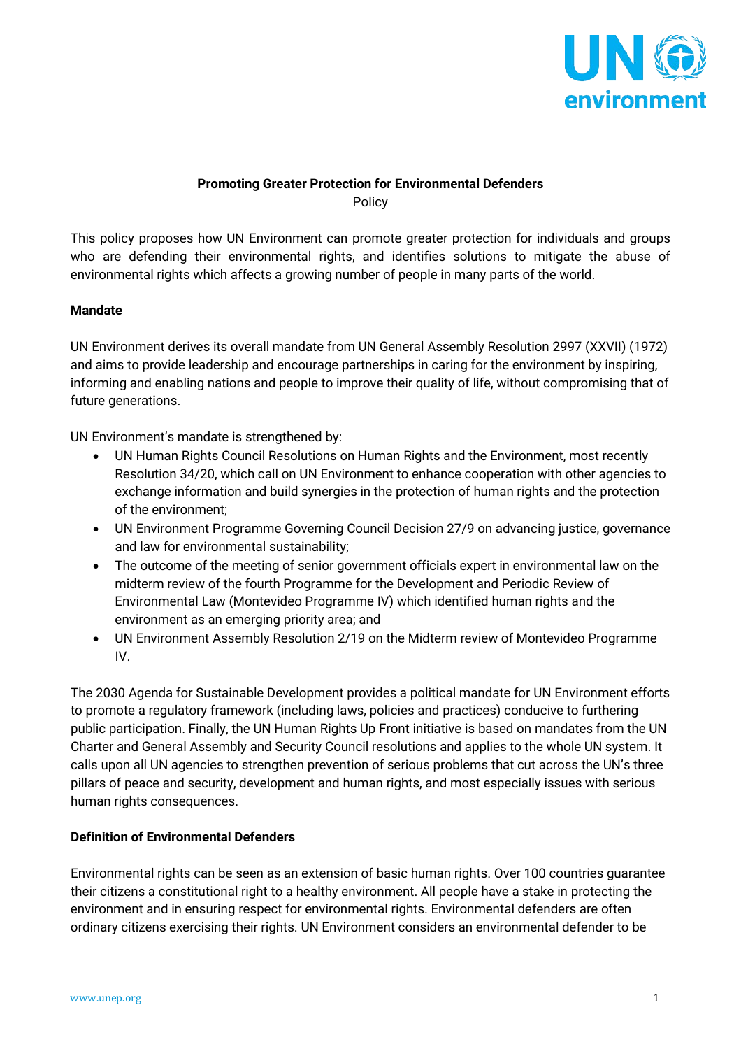**Promoting Greater Protection for Environmental Defenders**

Policy

This policy proposes how UN Environment can promote greater protection for individuals and groups who are defending their environmental rights, and identifies solutions to mitigate the abuse of environmental rights which affects a growing number of people in many parts of the world.

**Mandate**

UN Environment derives its overall mandate from UN General Assembly Resolution 2997 (XXVII) (1972) and aims to provide leadership and encourage partnerships in caring for the environment by inspiring, informing and enabling nations and people to improve their quality of life, without compromising that of future generations.

UN Environment's mandate is strengthened by:

- UN Human Rights Council Resolutions on Human Rights and the Environment, most recently Resolution 34/20, which call on UN Environment to enhance cooperation with other agencies to exchange information and build synergies in the protection of human rights and the protection of the environment;
- UN Environment Programme Governing Council Decision 27/9 on advancing justice, governance and law for environmental sustainability;
- The outcome of the meeting of senior government officials expert in environmental law on the midterm review of the fourth Programme for the Development and Periodic Review of Environmental Law (Montevideo Programme IV) which identified human rights and the environment as an emerging priority area; and
- UN Environment Assembly Resolution 2/19 on the Midterm review of Montevideo Programme IV.

The 2030 Agenda for Sustainable Development provides a political mandate for UN Environment efforts to promote a regulatory framework (including laws, policies and practices) conducive to furthering public participation. Finally, the UN Human Rights Up Front initiative is based on mandates from the UN Charter and General Assembly and Security Council resolutions and applies to the whole UN system. It calls upon all UN agencies to strengthen prevention of serious problems that cut across the UN's three pillars of peace and security, development and human rights, and most especially issues with serious human rights consequences.

**Definition of Environmental Defenders**

Environmental rights can be seen as an extension of basic human rights. Over 100 countries guarantee their citizens a constitutional right to a healthy environment. All people have a stake in protecting the environment and in ensuring respect for environmental rights. Environmental defenders are often ordinary citizens exercising their rights. UN Environment considers an environmental defender to be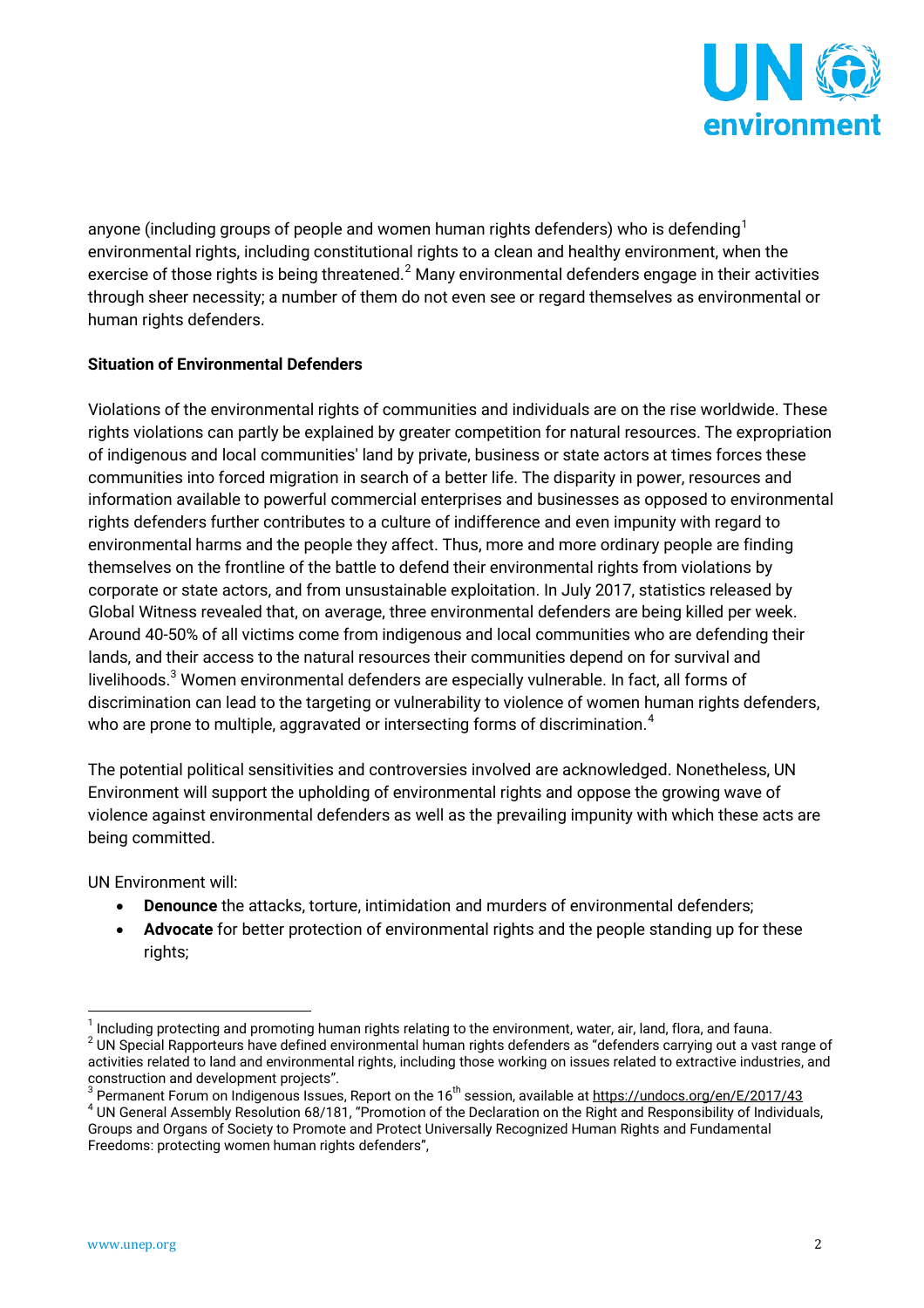anyone (including groups of people and women human rights defenders) who is defending[1] environmental rights, including constitutional rights to a clean and healthy environment, when the exercise of those rights is being threatened.[2] Many environmental defenders engage in their activities through sheer necessity; a number of them do not even see or regard themselves as environmental or human rights defenders.

**Situation of Environmental Defenders**

Violations of the environmental rights of communities and individuals are on the rise worldwide. These rights violations can partly be explained by greater competition for natural resources. The expropriation of indigenous and local communities' land by private, business or state actors at times forces these communities into forced migration in search of a better life. The disparity in power, resources and information available to powerful commercial enterprises and businesses as opposed to environmental rights defenders further contributes to a culture of indifference and even impunity with regard to environmental harms and the people they affect. Thus, more and more ordinary people are finding themselves on the frontline of the battle to defend their environmental rights from violations by corporate or state actors, and from unsustainable exploitation. In July 2017, statistics released by Global Witness revealed that, on average, three environmental defenders are being killed per week. Around 40-50% of all victims come from indigenous and local communities who are defending their lands, and their access to the natural resources their communities depend on for survival and livelihoods.[3] Women environmental defenders are especially vulnerable. In fact, all forms of discrimination can lead to the targeting or vulnerability to violence of women human rights defenders, who are prone to multiple, aggravated or intersecting forms of discrimination.[4]

The potential political sensitivities and controversies involved are acknowledged. Nonetheless, UN Environment will support the upholding of environmental rights and oppose the growing wave of violence against environmental defenders as well as the prevailing impunity with which these acts are being committed.

UN Environment will:

- **Denounce** the attacks, torture, intimidation and murders of environmental defenders;
- **Advocate** for better protection of environmental rights and the people standing up for these rights;

---

[1] Including protecting and promoting human rights relating to the environment, water, air, land, flora, and fauna.

[2] UN Special Rapporteurs have defined environmental human rights defenders as "defenders carrying out a vast range of activities related to land and environmental rights, including those working on issues related to extractive industries, and construction and development projects".

[3] Permanent Forum on Indigenous Issues, Report on the 16th session, available at https://undocs.org/en/E/2017/43

[4] UN General Assembly Resolution 68/181, "Promotion of the Declaration on the Right and Responsibility of Individuals, Groups and Organs of Society to Promote and Protect Universally Recognized Human Rights and Fundamental Freedoms: protecting women human rights defenders",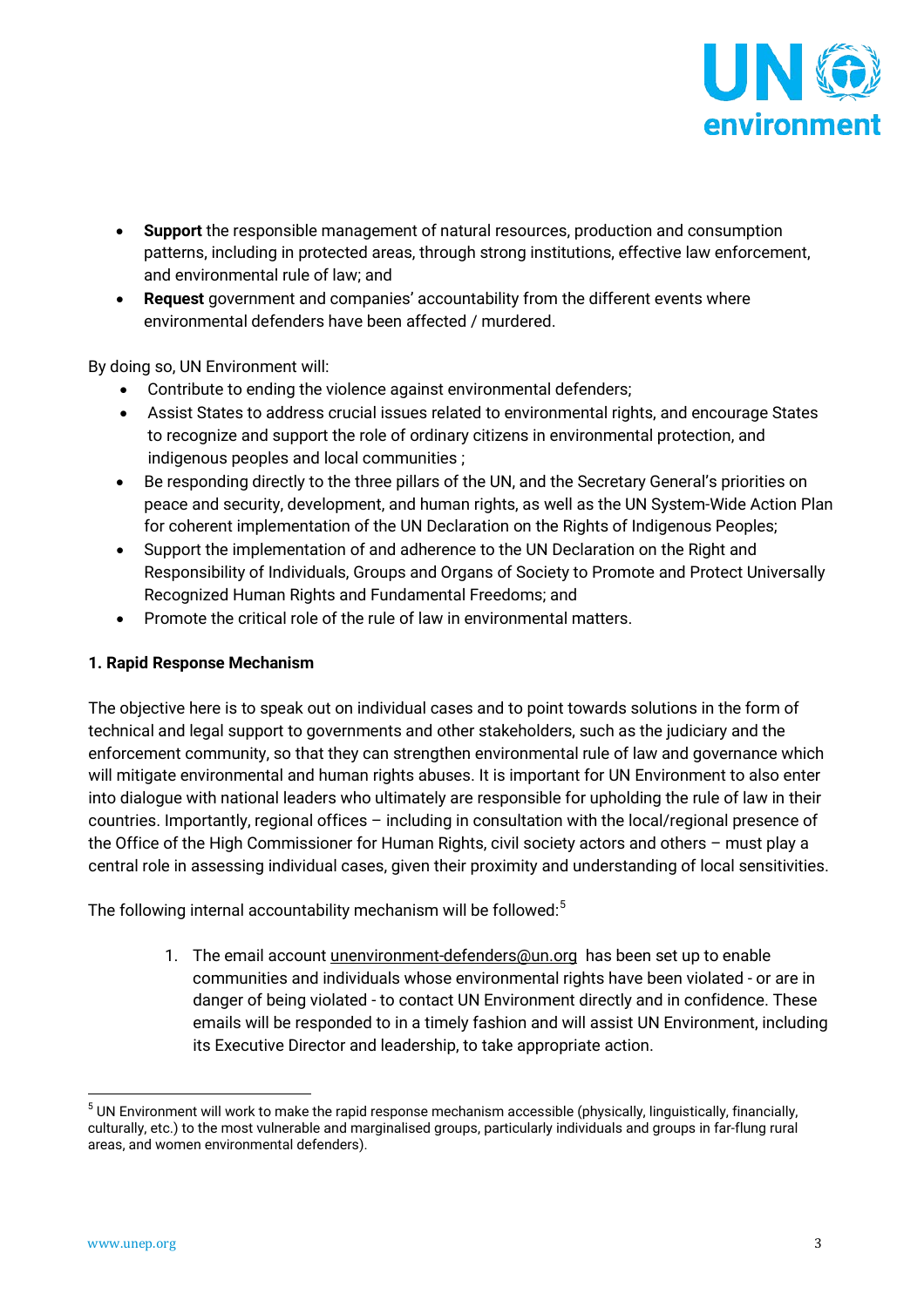- **Support** the responsible management of natural resources, production and consumption patterns, including in protected areas, through strong institutions, effective law enforcement, and environmental rule of law; and
- **Request** government and companies' accountability from the different events where environmental defenders have been affected / murdered.

By doing so, UN Environment will:

- Contribute to ending the violence against environmental defenders;
- Assist States to address crucial issues related to environmental rights, and encourage States to recognize and support the role of ordinary citizens in environmental protection, and indigenous peoples and local communities ;
- Be responding directly to the three pillars of the UN, and the Secretary General's priorities on peace and security, development, and human rights, as well as the UN System-Wide Action Plan for coherent implementation of the UN Declaration on the Rights of Indigenous Peoples;
- Support the implementation of and adherence to the UN Declaration on the Right and Responsibility of Individuals, Groups and Organs of Society to Promote and Protect Universally Recognized Human Rights and Fundamental Freedoms; and
- Promote the critical role of the rule of law in environmental matters.

**1. Rapid Response Mechanism**

The objective here is to speak out on individual cases and to point towards solutions in the form of technical and legal support to governments and other stakeholders, such as the judiciary and the enforcement community, so that they can strengthen environmental rule of law and governance which will mitigate environmental and human rights abuses. It is important for UN Environment to also enter into dialogue with national leaders who ultimately are responsible for upholding the rule of law in their countries. Importantly, regional offices – including in consultation with the local/regional presence of the Office of the High Commissioner for Human Rights, civil society actors and others – must play a central role in assessing individual cases, given their proximity and understanding of local sensitivities.

The following internal accountability mechanism will be followed:[5]

1. The email account unenvironment-defenders@un.org has been set up to enable communities and individuals whose environmental rights have been violated - or are in danger of being violated - to contact UN Environment directly and in confidence. These emails will be responded to in a timely fashion and will assist UN Environment, including its Executive Director and leadership, to take appropriate action.

[5] UN Environment will work to make the rapid response mechanism accessible (physically, linguistically, financially, culturally, etc.) to the most vulnerable and marginalised groups, particularly individuals and groups in far-flung rural areas, and women environmental defenders).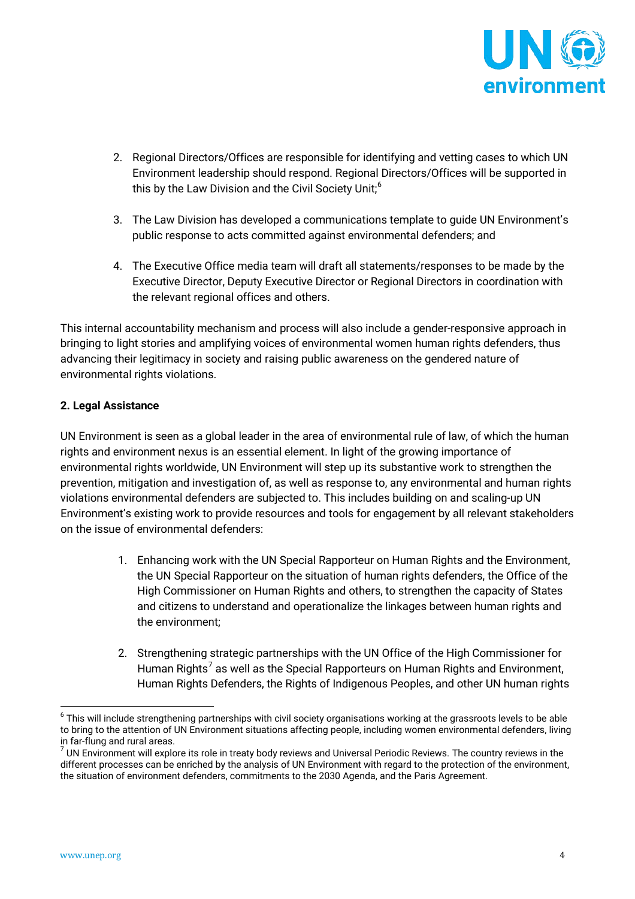2. Regional Directors/Offices are responsible for identifying and vetting cases to which UN Environment leadership should respond. Regional Directors/Offices will be supported in this by the Law Division and the Civil Society Unit;[6]

3. The Law Division has developed a communications template to guide UN Environment's public response to acts committed against environmental defenders; and

4. The Executive Office media team will draft all statements/responses to be made by the Executive Director, Deputy Executive Director or Regional Directors in coordination with the relevant regional offices and others.

This internal accountability mechanism and process will also include a gender-responsive approach in bringing to light stories and amplifying voices of environmental women human rights defenders, thus advancing their legitimacy in society and raising public awareness on the gendered nature of environmental rights violations.

**2. Legal Assistance**

UN Environment is seen as a global leader in the area of environmental rule of law, of which the human rights and environment nexus is an essential element. In light of the growing importance of environmental rights worldwide, UN Environment will step up its substantive work to strengthen the prevention, mitigation and investigation of, as well as response to, any environmental and human rights violations environmental defenders are subjected to. This includes building on and scaling-up UN Environment's existing work to provide resources and tools for engagement by all relevant stakeholders on the issue of environmental defenders:

1. Enhancing work with the UN Special Rapporteur on Human Rights and the Environment, the UN Special Rapporteur on the situation of human rights defenders, the Office of the High Commissioner on Human Rights and others, to strengthen the capacity of States and citizens to understand and operationalize the linkages between human rights and the environment;

2. Strengthening strategic partnerships with the UN Office of the High Commissioner for Human Rights[7] as well as the Special Rapporteurs on Human Rights and Environment, Human Rights Defenders, the Rights of Indigenous Peoples, and other UN human rights

[6] This will include strengthening partnerships with civil society organisations working at the grassroots levels to be able to bring to the attention of UN Environment situations affecting people, including women environmental defenders, living in far-flung and rural areas.

[7] UN Environment will explore its role in treaty body reviews and Universal Periodic Reviews. The country reviews in the different processes can be enriched by the analysis of UN Environment with regard to the protection of the environment, the situation of environment defenders, commitments to the 2030 Agenda, and the Paris Agreement.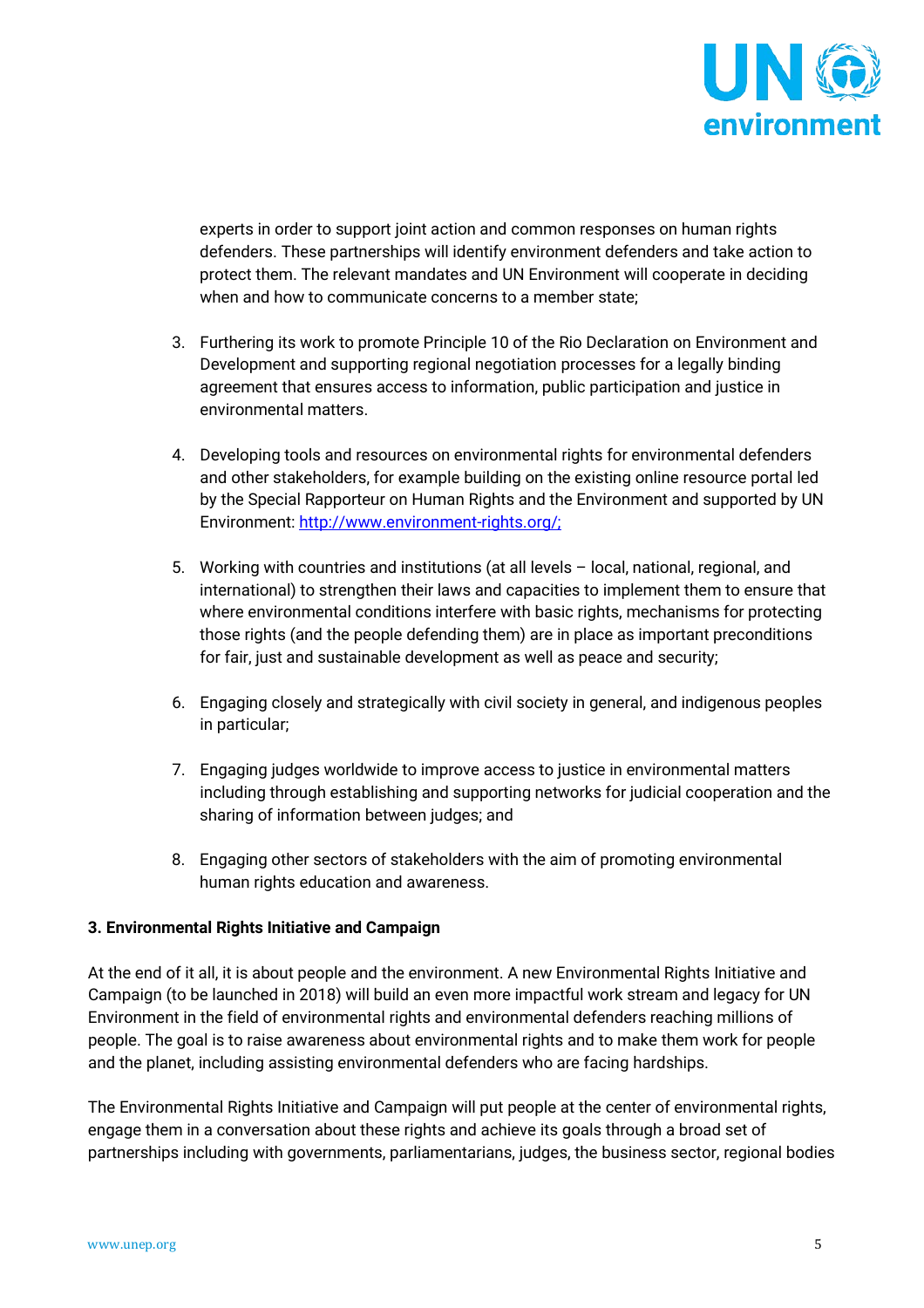experts in order to support joint action and common responses on human rights defenders. These partnerships will identify environment defenders and take action to protect them. The relevant mandates and UN Environment will cooperate in deciding when and how to communicate concerns to a member state;

3. Furthering its work to promote Principle 10 of the Rio Declaration on Environment and Development and supporting regional negotiation processes for a legally binding agreement that ensures access to information, public participation and justice in environmental matters.

4. Developing tools and resources on environmental rights for environmental defenders and other stakeholders, for example building on the existing online resource portal led by the Special Rapporteur on Human Rights and the Environment and supported by UN Environment: [http://www.environment-rights.org/;](http://www.environment-rights.org/)

5. Working with countries and institutions (at all levels – local, national, regional, and international) to strengthen their laws and capacities to implement them to ensure that where environmental conditions interfere with basic rights, mechanisms for protecting those rights (and the people defending them) are in place as important preconditions for fair, just and sustainable development as well as peace and security;

6. Engaging closely and strategically with civil society in general, and indigenous peoples in particular;

7. Engaging judges worldwide to improve access to justice in environmental matters including through establishing and supporting networks for judicial cooperation and the sharing of information between judges; and

8. Engaging other sectors of stakeholders with the aim of promoting environmental human rights education and awareness.

**3. Environmental Rights Initiative and Campaign**

At the end of it all, it is about people and the environment. A new Environmental Rights Initiative and Campaign (to be launched in 2018) will build an even more impactful work stream and legacy for UN Environment in the field of environmental rights and environmental defenders reaching millions of people. The goal is to raise awareness about environmental rights and to make them work for people and the planet, including assisting environmental defenders who are facing hardships.

The Environmental Rights Initiative and Campaign will put people at the center of environmental rights, engage them in a conversation about these rights and achieve its goals through a broad set of partnerships including with governments, parliamentarians, judges, the business sector, regional bodies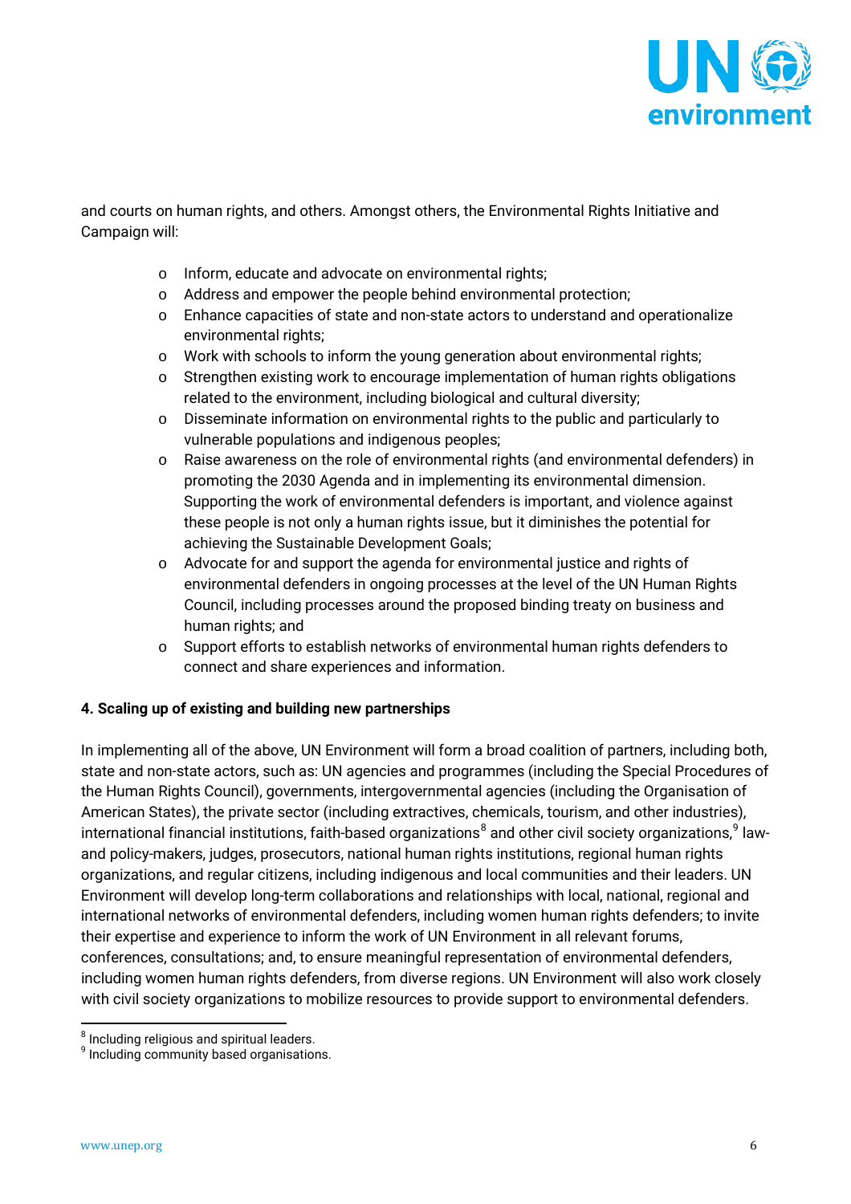and courts on human rights, and others. Amongst others, the Environmental Rights Initiative and Campaign will:

- Inform, educate and advocate on environmental rights;
- Address and empower the people behind environmental protection;
- Enhance capacities of state and non-state actors to understand and operationalize environmental rights;
- Work with schools to inform the young generation about environmental rights;
- Strengthen existing work to encourage implementation of human rights obligations related to the environment, including biological and cultural diversity;
- Disseminate information on environmental rights to the public and particularly to vulnerable populations and indigenous peoples;
- Raise awareness on the role of environmental rights (and environmental defenders) in promoting the 2030 Agenda and in implementing its environmental dimension. Supporting the work of environmental defenders is important, and violence against these people is not only a human rights issue, but it diminishes the potential for achieving the Sustainable Development Goals;
- Advocate for and support the agenda for environmental justice and rights of environmental defenders in ongoing processes at the level of the UN Human Rights Council, including processes around the proposed binding treaty on business and human rights; and
- Support efforts to establish networks of environmental human rights defenders to connect and share experiences and information.

**4. Scaling up of existing and building new partnerships**

In implementing all of the above, UN Environment will form a broad coalition of partners, including both, state and non-state actors, such as: UN agencies and programmes (including the Special Procedures of the Human Rights Council), governments, intergovernmental agencies (including the Organisation of American States), the private sector (including extractives, chemicals, tourism, and other industries), international financial institutions, faith-based organizations[8] and other civil society organizations,[9] law- and policy-makers, judges, prosecutors, national human rights institutions, regional human rights organizations, and regular citizens, including indigenous and local communities and their leaders. UN Environment will develop long-term collaborations and relationships with local, national, regional and international networks of environmental defenders, including women human rights defenders; to invite their expertise and experience to inform the work of UN Environment in all relevant forums, conferences, consultations; and, to ensure meaningful representation of environmental defenders, including women human rights defenders, from diverse regions. UN Environment will also work closely with civil society organizations to mobilize resources to provide support to environmental defenders.

[8] Including religious and spiritual leaders.
[9] Including community based organisations.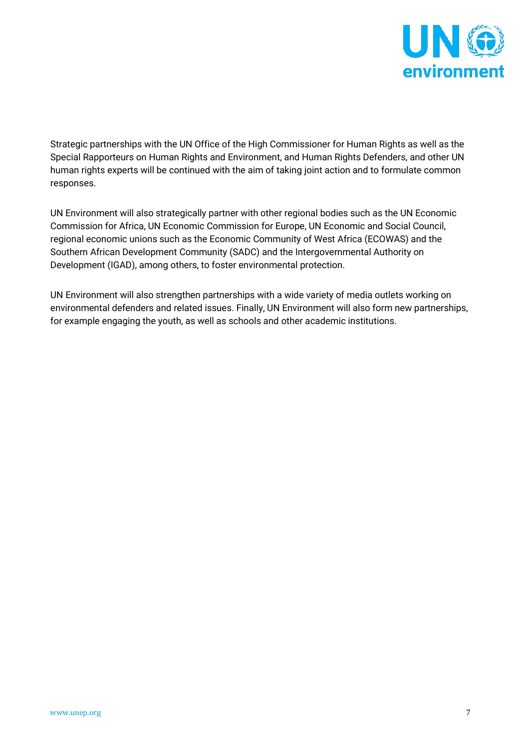Strategic partnerships with the UN Office of the High Commissioner for Human Rights as well as the Special Rapporteurs on Human Rights and Environment, and Human Rights Defenders, and other UN human rights experts will be continued with the aim of taking joint action and to formulate common responses.

UN Environment will also strategically partner with other regional bodies such as the UN Economic Commission for Africa, UN Economic Commission for Europe, UN Economic and Social Council, regional economic unions such as the Economic Community of West Africa (ECOWAS) and the Southern African Development Community (SADC) and the Intergovernmental Authority on Development (IGAD), among others, to foster environmental protection.

UN Environment will also strengthen partnerships with a wide variety of media outlets working on environmental defenders and related issues. Finally, UN Environment will also form new partnerships, for example engaging the youth, as well as schools and other academic institutions.